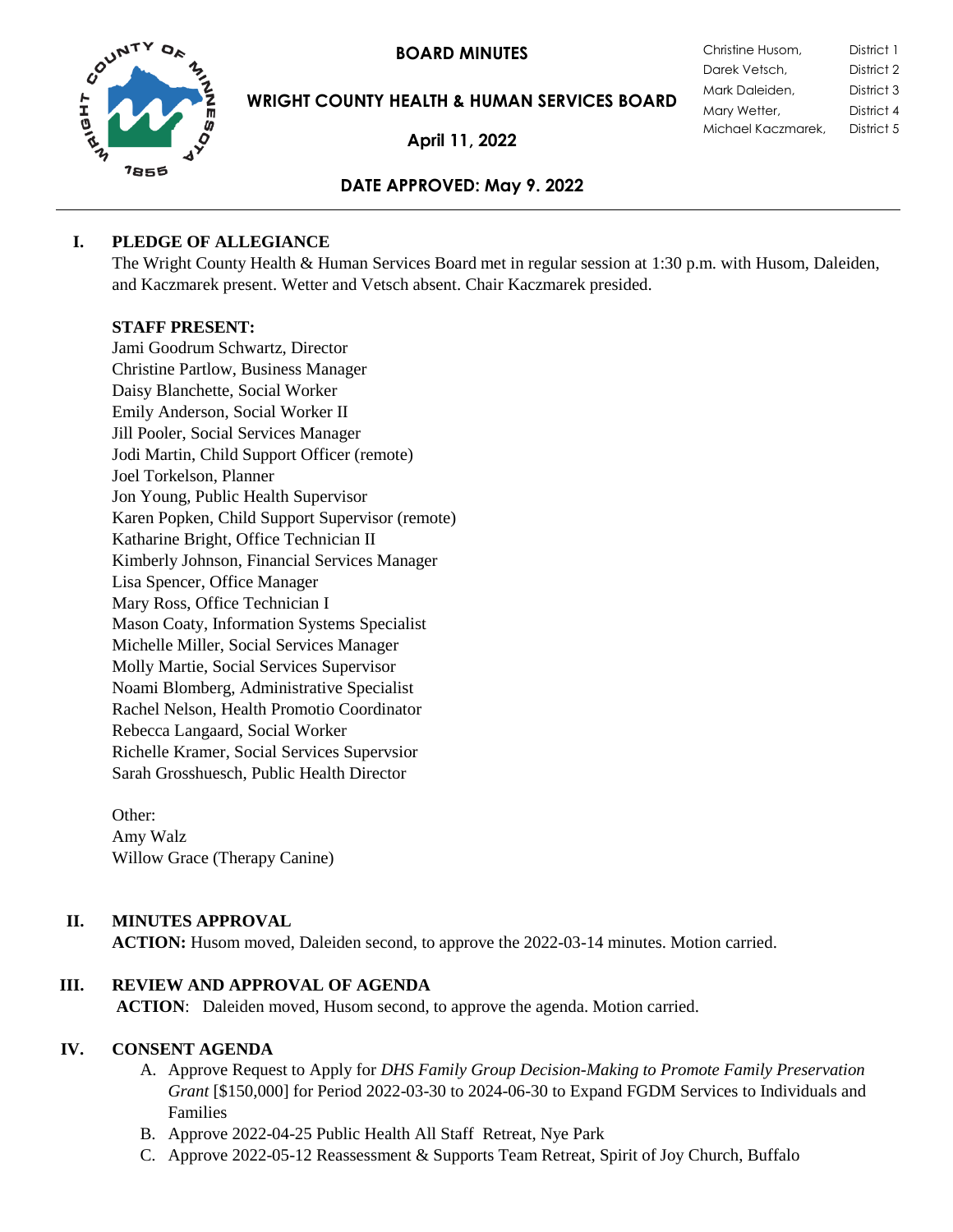# BOARD MINUTES

## WRIGHT COUNTY HEALTH & HUMAN SERVICES BOARD

**April 11, 2022**

| | |
|---|---|
| Christine Husom, | District 1 |
| Darek Vetsch, | District 2 |
| Mark Daleiden, | District 3 |
| Mary Wetter, | District 4 |
| Michael Kaczmarek, | District 5 |

**DATE APPROVED: May 9. 2022**

---

## I. PLEDGE OF ALLEGIANCE

The Wright County Health & Human Services Board met in regular session at 1:30 p.m. with Husom, Daleiden, and Kaczmarek present. Wetter and Vetsch absent. Chair Kaczmarek presided.

**STAFF PRESENT:**

Jami Goodrum Schwartz, Director
Christine Partlow, Business Manager
Daisy Blanchette, Social Worker
Emily Anderson, Social Worker II
Jill Pooler, Social Services Manager
Jodi Martin, Child Support Officer (remote)
Joel Torkelson, Planner
Jon Young, Public Health Supervisor
Karen Popken, Child Support Supervisor (remote)
Katharine Bright, Office Technician II
Kimberly Johnson, Financial Services Manager
Lisa Spencer, Office Manager
Mary Ross, Office Technician I
Mason Coaty, Information Systems Specialist
Michelle Miller, Social Services Manager
Molly Martie, Social Services Supervisor
Noami Blomberg, Administrative Specialist
Rachel Nelson, Health Promotio Coordinator
Rebecca Langaard, Social Worker
Richelle Kramer, Social Services Supervsior
Sarah Grosshuesch, Public Health Director

Other:
Amy Walz
Willow Grace (Therapy Canine)

## II. MINUTES APPROVAL

**ACTION:** Husom moved, Daleiden second, to approve the 2022-03-14 minutes. Motion carried.

## III. REVIEW AND APPROVAL OF AGENDA

**ACTION**: Daleiden moved, Husom second, to approve the agenda. Motion carried.

## IV. CONSENT AGENDA

A. Approve Request to Apply for *DHS Family Group Decision-Making to Promote Family Preservation Grant* [$150,000] for Period 2022-03-30 to 2024-06-30 to Expand FGDM Services to Individuals and Families
B. Approve 2022-04-25 Public Health All Staff Retreat, Nye Park
C. Approve 2022-05-12 Reassessment & Supports Team Retreat, Spirit of Joy Church, Buffalo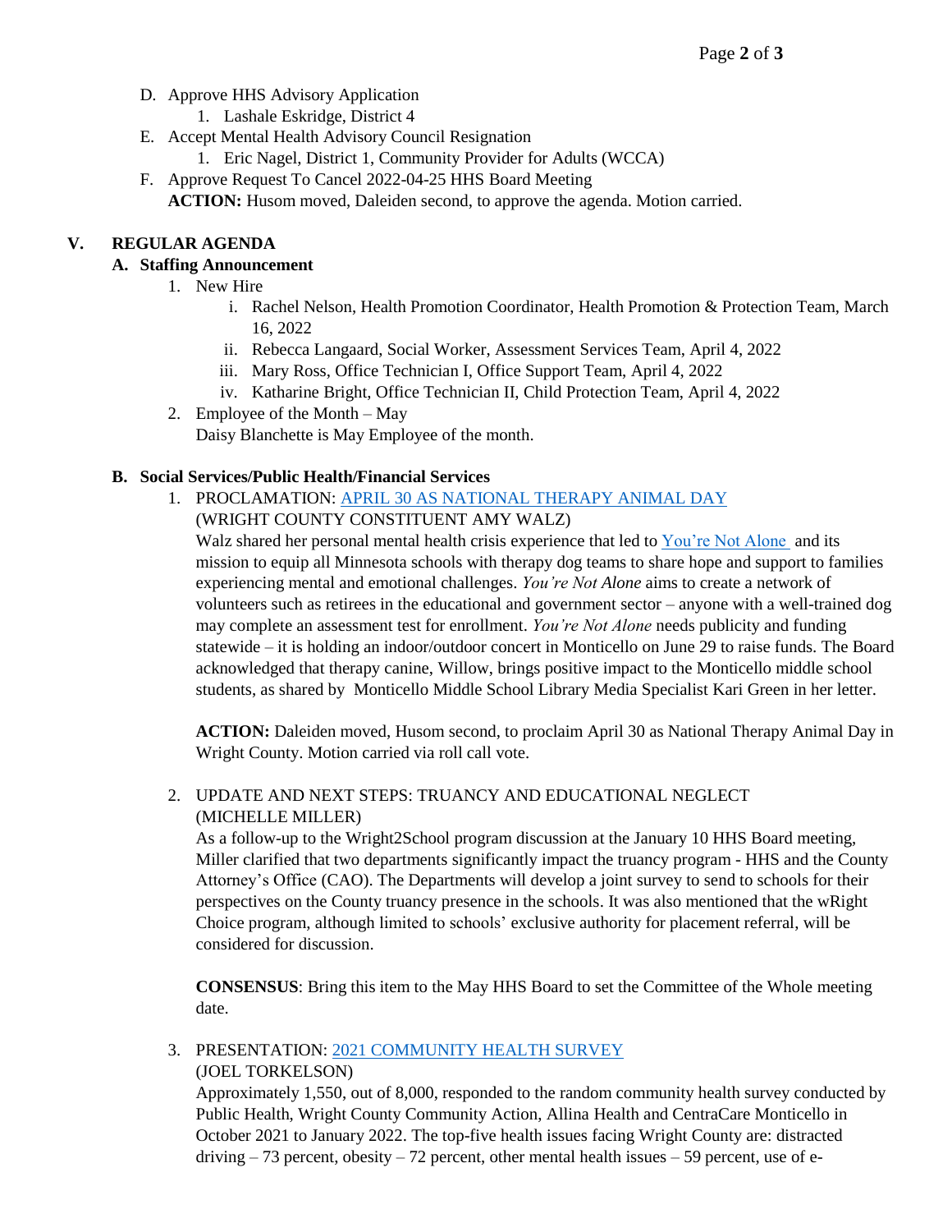D. Approve HHS Advisory Application
    1. Lashale Eskridge, District 4
E. Accept Mental Health Advisory Council Resignation
    1. Eric Nagel, District 1, Community Provider for Adults (WCCA)
F. Approve Request To Cancel 2022-04-25 HHS Board Meeting

**ACTION:** Husom moved, Daleiden second, to approve the agenda. Motion carried.

## V. REGULAR AGENDA

### A. Staffing Announcement

1. New Hire
    i. Rachel Nelson, Health Promotion Coordinator, Health Promotion & Protection Team, March 16, 2022
    ii. Rebecca Langaard, Social Worker, Assessment Services Team, April 4, 2022
    iii. Mary Ross, Office Technician I, Office Support Team, April 4, 2022
    iv. Katharine Bright, Office Technician II, Child Protection Team, April 4, 2022
2. Employee of the Month – May

    Daisy Blanchette is May Employee of the month.

### B. Social Services/Public Health/Financial Services

1. PROCLAMATION: APRIL 30 AS NATIONAL THERAPY ANIMAL DAY
    (WRIGHT COUNTY CONSTITUENT AMY WALZ)

    Walz shared her personal mental health crisis experience that led to You're Not Alone and its mission to equip all Minnesota schools with therapy dog teams to share hope and support to families experiencing mental and emotional challenges. *You're Not Alone* aims to create a network of volunteers such as retirees in the educational and government sector – anyone with a well-trained dog may complete an assessment test for enrollment. *You're Not Alone* needs publicity and funding statewide – it is holding an indoor/outdoor concert in Monticello on June 29 to raise funds. The Board acknowledged that therapy canine, Willow, brings positive impact to the Monticello middle school students, as shared by Monticello Middle School Library Media Specialist Kari Green in her letter.

    **ACTION:** Daleiden moved, Husom second, to proclaim April 30 as National Therapy Animal Day in Wright County. Motion carried via roll call vote.

2. UPDATE AND NEXT STEPS: TRUANCY AND EDUCATIONAL NEGLECT
    (MICHELLE MILLER)

    As a follow-up to the Wright2School program discussion at the January 10 HHS Board meeting, Miller clarified that two departments significantly impact the truancy program - HHS and the County Attorney's Office (CAO). The Departments will develop a joint survey to send to schools for their perspectives on the County truancy presence in the schools. It was also mentioned that the wRight Choice program, although limited to schools' exclusive authority for placement referral, will be considered for discussion.

    **CONSENSUS**: Bring this item to the May HHS Board to set the Committee of the Whole meeting date.

3. PRESENTATION: 2021 COMMUNITY HEALTH SURVEY
    (JOEL TORKELSON)

    Approximately 1,550, out of 8,000, responded to the random community health survey conducted by Public Health, Wright County Community Action, Allina Health and CentraCare Monticello in October 2021 to January 2022. The top-five health issues facing Wright County are: distracted driving – 73 percent, obesity – 72 percent, other mental health issues – 59 percent, use of e-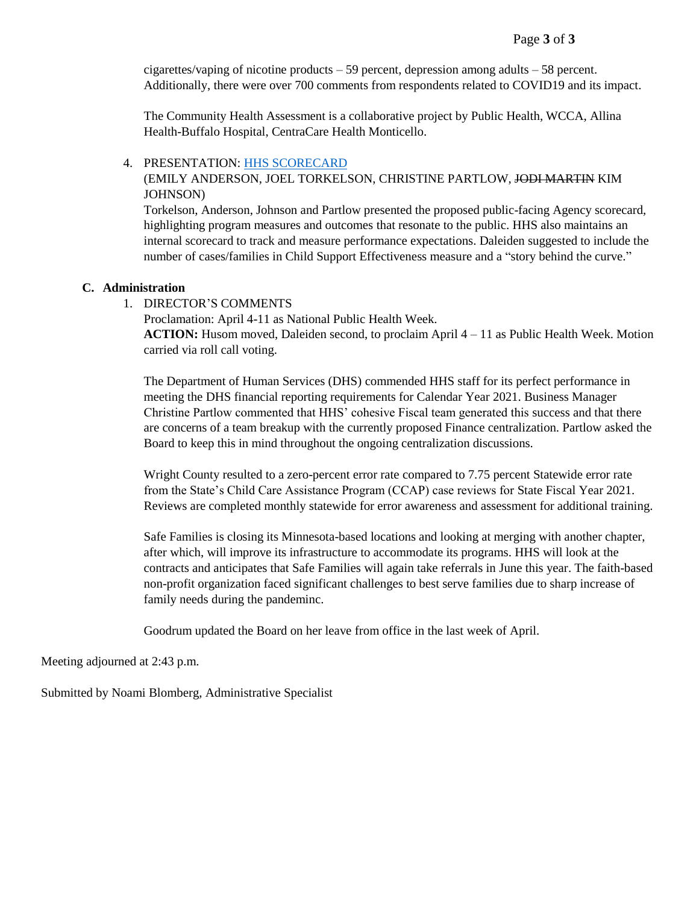cigarettes/vaping of nicotine products – 59 percent, depression among adults – 58 percent. Additionally, there were over 700 comments from respondents related to COVID19 and its impact.

The Community Health Assessment is a collaborative project by Public Health, WCCA, Allina Health-Buffalo Hospital, CentraCare Health Monticello.

4. PRESENTATION: HHS SCORECARD

(EMILY ANDERSON, JOEL TORKELSON, CHRISTINE PARTLOW, ~~JODI MARTIN~~ KIM JOHNSON)

Torkelson, Anderson, Johnson and Partlow presented the proposed public-facing Agency scorecard, highlighting program measures and outcomes that resonate to the public. HHS also maintains an internal scorecard to track and measure performance expectations. Daleiden suggested to include the number of cases/families in Child Support Effectiveness measure and a "story behind the curve."

### C. Administration

1. DIRECTOR'S COMMENTS

Proclamation: April 4-11 as National Public Health Week.

**ACTION:** Husom moved, Daleiden second, to proclaim April 4 – 11 as Public Health Week. Motion carried via roll call voting.

The Department of Human Services (DHS) commended HHS staff for its perfect performance in meeting the DHS financial reporting requirements for Calendar Year 2021. Business Manager Christine Partlow commented that HHS' cohesive Fiscal team generated this success and that there are concerns of a team breakup with the currently proposed Finance centralization. Partlow asked the Board to keep this in mind throughout the ongoing centralization discussions.

Wright County resulted to a zero-percent error rate compared to 7.75 percent Statewide error rate from the State's Child Care Assistance Program (CCAP) case reviews for State Fiscal Year 2021. Reviews are completed monthly statewide for error awareness and assessment for additional training.

Safe Families is closing its Minnesota-based locations and looking at merging with another chapter, after which, will improve its infrastructure to accommodate its programs. HHS will look at the contracts and anticipates that Safe Families will again take referrals in June this year. The faith-based non-profit organization faced significant challenges to best serve families due to sharp increase of family needs during the pandeminc.

Goodrum updated the Board on her leave from office in the last week of April.

Meeting adjourned at 2:43 p.m.

Submitted by Noami Blomberg, Administrative Specialist